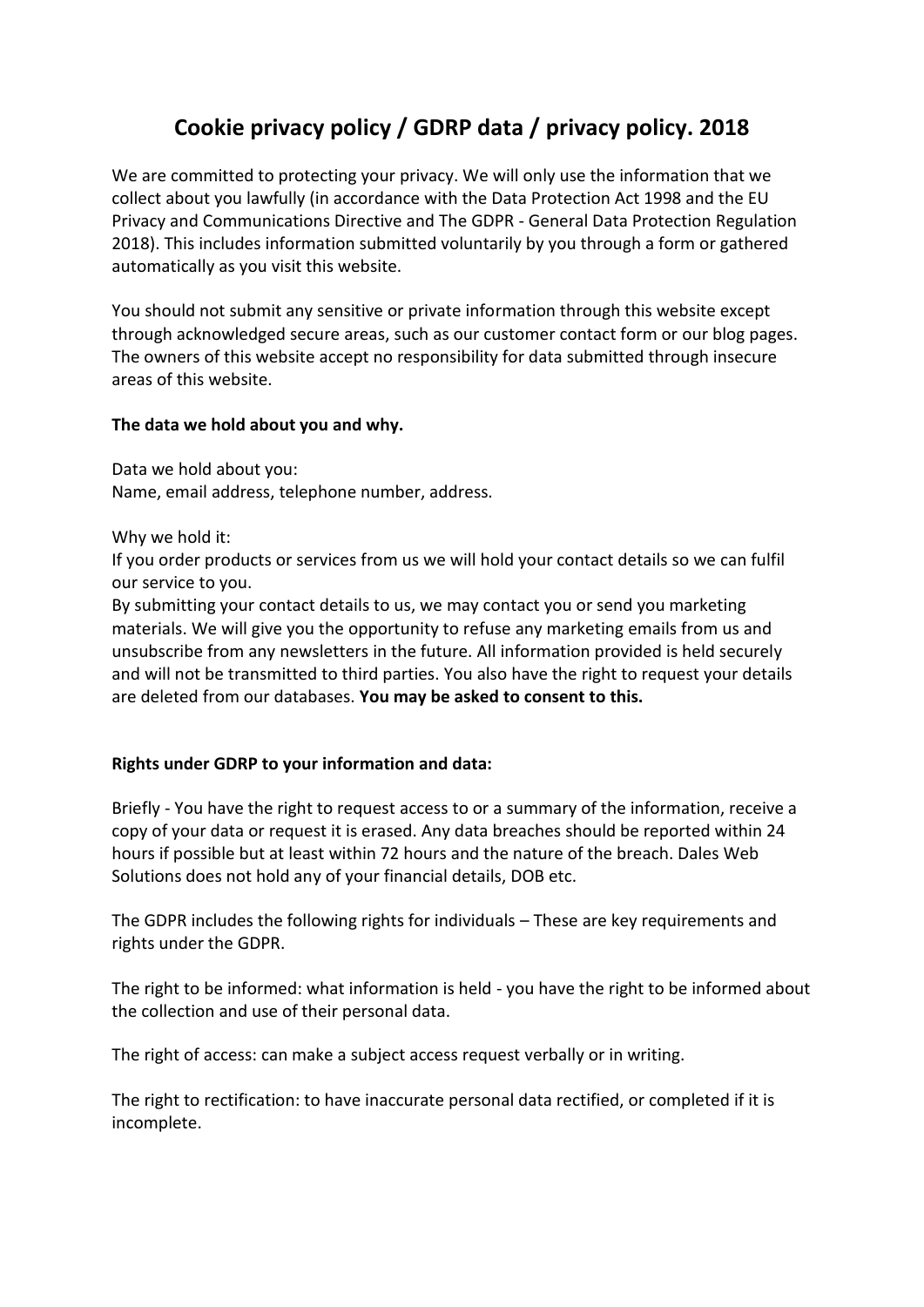# Cookie privacy policy / GDRP data / privacy policy. 2018

We are committed to protecting your privacy. We will only use the information that we collect about you lawfully (in accordance with the Data Protection Act 1998 and the EU Privacy and Communications Directive and The GDPR - General Data Protection Regulation 2018). This includes information submitted voluntarily by you through a form or gathered automatically as you visit this website.

You should not submit any sensitive or private information through this website except through acknowledged secure areas, such as our customer contact form or our blog pages. The owners of this website accept no responsibility for data submitted through insecure areas of this website.

**The data we hold about you and why.**

Data we hold about you:
Name, email address, telephone number, address.

Why we hold it:
If you order products or services from us we will hold your contact details so we can fulfil our service to you.
By submitting your contact details to us, we may contact you or send you marketing materials. We will give you the opportunity to refuse any marketing emails from us and unsubscribe from any newsletters in the future. All information provided is held securely and will not be transmitted to third parties. You also have the right to request your details are deleted from our databases. **You may be asked to consent to this.**

**Rights under GDRP to your information and data:**

Briefly - You have the right to request access to or a summary of the information, receive a copy of your data or request it is erased. Any data breaches should be reported within 24 hours if possible but at least within 72 hours and the nature of the breach. Dales Web Solutions does not hold any of your financial details, DOB etc.

The GDPR includes the following rights for individuals – These are key requirements and rights under the GDPR.

The right to be informed: what information is held - you have the right to be informed about the collection and use of their personal data.

The right of access: can make a subject access request verbally or in writing.

The right to rectification: to have inaccurate personal data rectified, or completed if it is incomplete.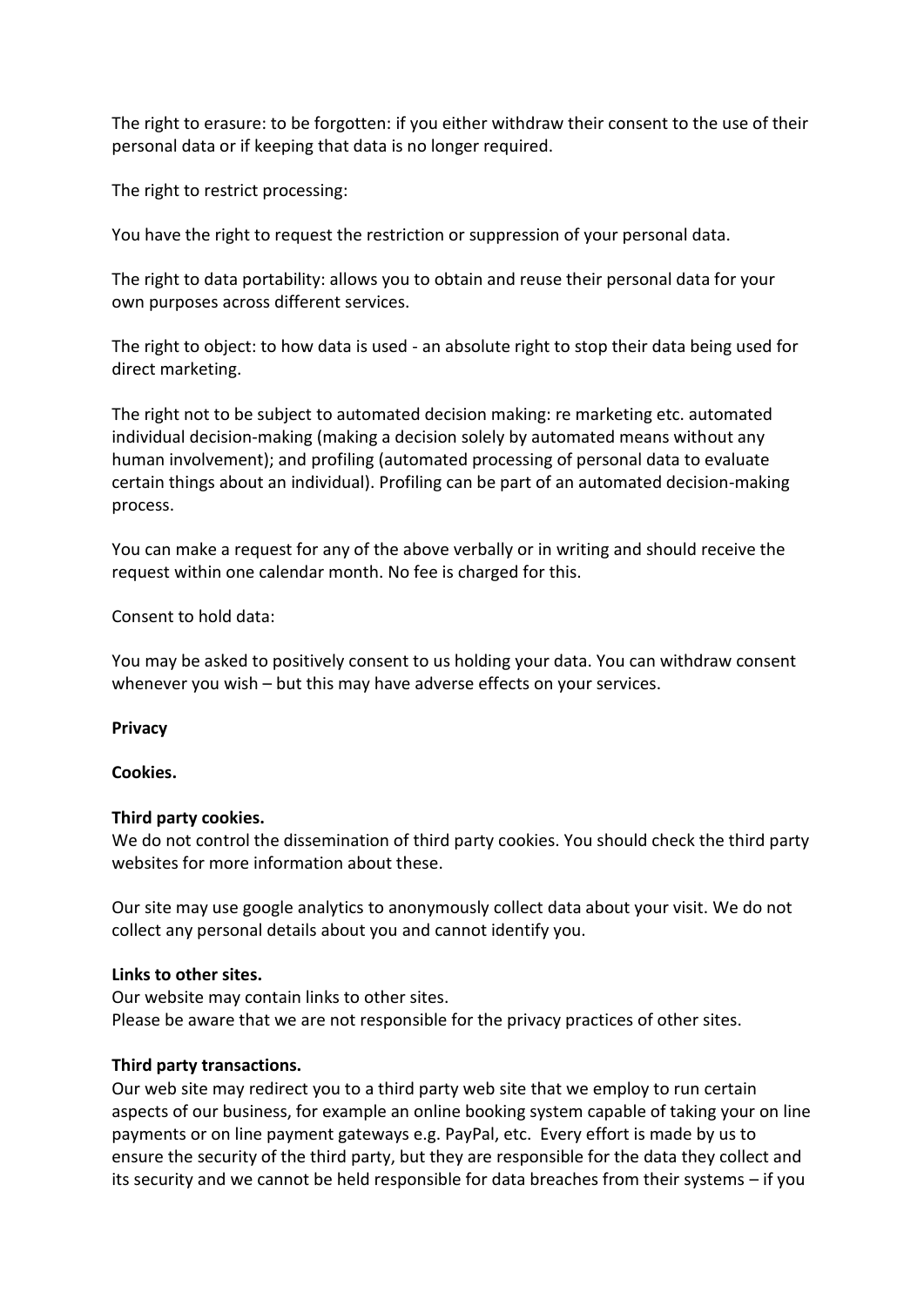The right to erasure: to be forgotten: if you either withdraw their consent to the use of their personal data or if keeping that data is no longer required.

The right to restrict processing:

You have the right to request the restriction or suppression of your personal data.

The right to data portability: allows you to obtain and reuse their personal data for your own purposes across different services.

The right to object: to how data is used - an absolute right to stop their data being used for direct marketing.

The right not to be subject to automated decision making: re marketing etc. automated individual decision-making (making a decision solely by automated means without any human involvement); and profiling (automated processing of personal data to evaluate certain things about an individual). Profiling can be part of an automated decision-making process.

You can make a request for any of the above verbally or in writing and should receive the request within one calendar month. No fee is charged for this.

Consent to hold data:

You may be asked to positively consent to us holding your data. You can withdraw consent whenever you wish – but this may have adverse effects on your services.

**Privacy**

**Cookies.**

**Third party cookies.**
We do not control the dissemination of third party cookies. You should check the third party websites for more information about these.

Our site may use google analytics to anonymously collect data about your visit. We do not collect any personal details about you and cannot identify you.

**Links to other sites.**
Our website may contain links to other sites.
Please be aware that we are not responsible for the privacy practices of other sites.

**Third party transactions.**
Our web site may redirect you to a third party web site that we employ to run certain aspects of our business, for example an online booking system capable of taking your on line payments or on line payment gateways e.g. PayPal, etc. Every effort is made by us to ensure the security of the third party, but they are responsible for the data they collect and its security and we cannot be held responsible for data breaches from their systems – if you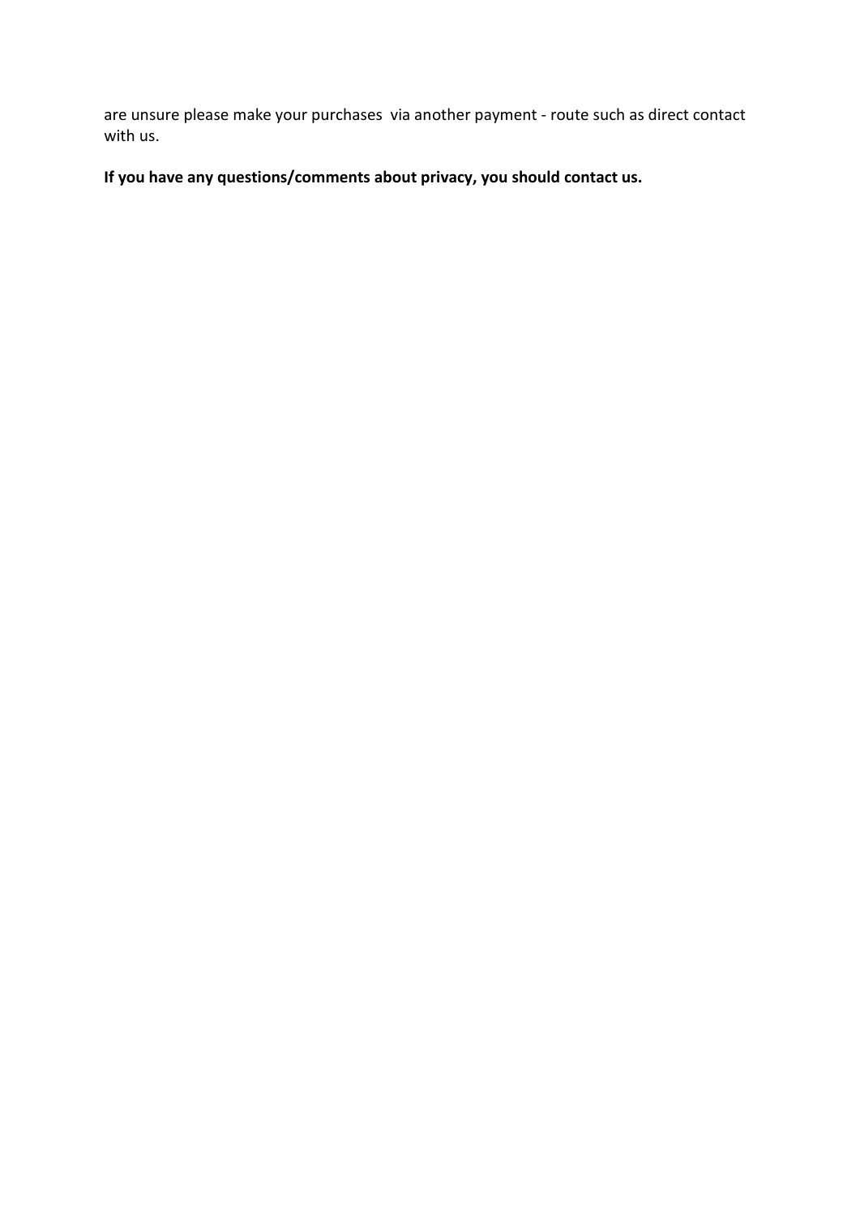are unsure please make your purchases via another payment - route such as direct contact with us.

**If you have any questions/comments about privacy, you should contact us.**